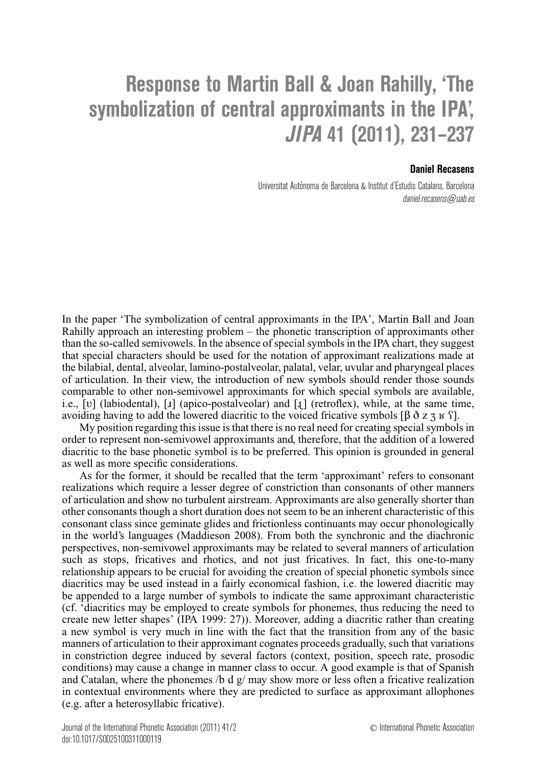# Response to Martin Ball & Joan Rahilly, 'The symbolization of central approximants in the IPA', *JIPA* 41 (2011), 231–237

**Daniel Recasens**

Universitat Autònoma de Barcelona & Institut d'Estudis Catalans, Barcelona
*daniel.recasens@uab.es*

In the paper 'The symbolization of central approximants in the IPA', Martin Ball and Joan Rahilly approach an interesting problem – the phonetic transcription of approximants other than the so-called semivowels. In the absence of special symbols in the IPA chart, they suggest that special characters should be used for the notation of approximant realizations made at the bilabial, dental, alveolar, lamino-postalveolar, palatal, velar, uvular and pharyngeal places of articulation. In their view, the introduction of new symbols should render those sounds comparable to other non-semivowel approximants for which special symbols are available, i.e., [ʋ] (labiodental), [ɹ] (apico-postalveolar) and [ɻ] (retroflex), while, at the same time, avoiding having to add the lowered diacritic to the voiced fricative symbols [β ð z ʒ ʁ ʕ].

My position regarding this issue is that there is no real need for creating special symbols in order to represent non-semivowel approximants and, therefore, that the addition of a lowered diacritic to the base phonetic symbol is to be preferred. This opinion is grounded in general as well as more specific considerations.

As for the former, it should be recalled that the term 'approximant' refers to consonant realizations which require a lesser degree of constriction than consonants of other manners of articulation and show no turbulent airstream. Approximants are also generally shorter than other consonants though a short duration does not seem to be an inherent characteristic of this consonant class since geminate glides and frictionless continuants may occur phonologically in the world's languages (Maddieson 2008). From both the synchronic and the diachronic perspectives, non-semivowel approximants may be related to several manners of articulation such as stops, fricatives and rhotics, and not just fricatives. In fact, this one-to-many relationship appears to be crucial for avoiding the creation of special phonetic symbols since diacritics may be used instead in a fairly economical fashion, i.e. the lowered diacritic may be appended to a large number of symbols to indicate the same approximant characteristic (cf. 'diacritics may be employed to create symbols for phonemes, thus reducing the need to create new letter shapes' (IPA 1999: 27)). Moreover, adding a diacritic rather than creating a new symbol is very much in line with the fact that the transition from any of the basic manners of articulation to their approximant cognates proceeds gradually, such that variations in constriction degree induced by several factors (context, position, speech rate, prosodic conditions) may cause a change in manner class to occur. A good example is that of Spanish and Catalan, where the phonemes /b d g/ may show more or less often a fricative realization in contextual environments where they are predicted to surface as approximant allophones (e.g. after a heterosyllabic fricative).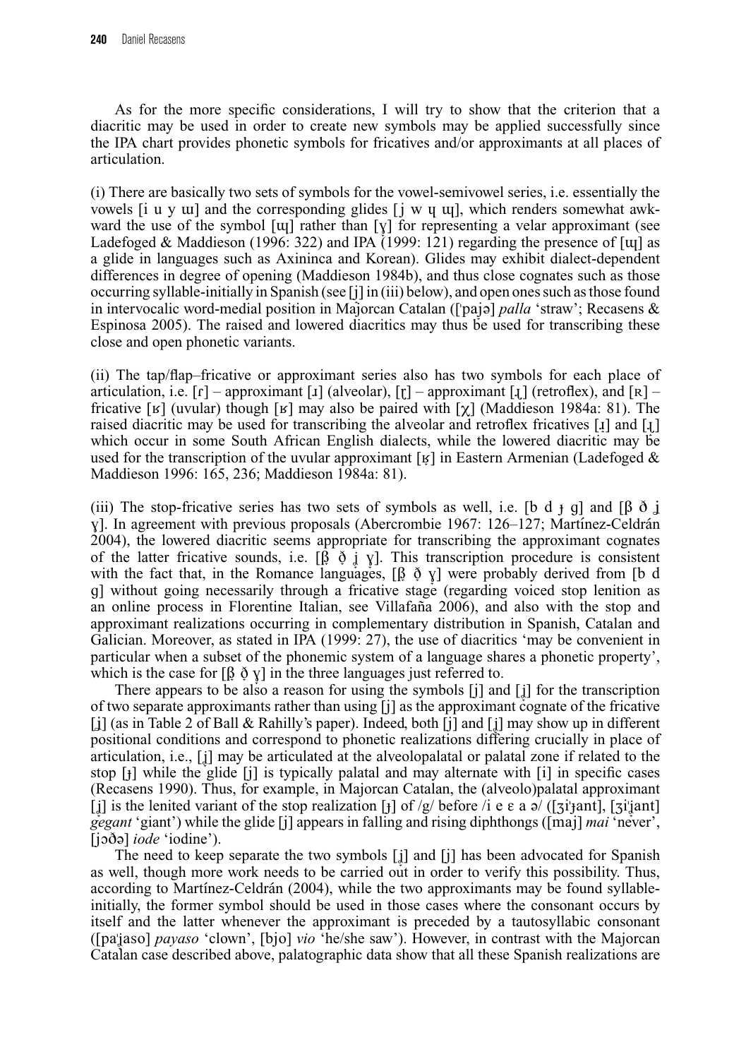As for the more specific considerations, I will try to show that the criterion that a diacritic may be used in order to create new symbols may be applied successfully since the IPA chart provides phonetic symbols for fricatives and/or approximants at all places of articulation.

(i) There are basically two sets of symbols for the vowel-semivowel series, i.e. essentially the vowels [i u y ɯ] and the corresponding glides [j w ɥ ɰ], which renders somewhat awkward the use of the symbol [ɰ] rather than [ɣ̞] for representing a velar approximant (see Ladefoged & Maddieson (1996: 322) and IPA (1999: 121) regarding the presence of [ɰ] as a glide in languages such as Axininca and Korean). Glides may exhibit dialect-dependent differences in degree of opening (Maddieson 1984b), and thus close cognates such as those occurring syllable-initially in Spanish (see [j] in (iii) below), and open ones such as those found in intervocalic word-medial position in Majorcan Catalan ([ˈpaj̞ə] *palla* 'straw'; Recasens & Espinosa 2005). The raised and lowered diacritics may thus be used for transcribing these close and open phonetic variants.

(ii) The tap/flap–fricative or approximant series also has two symbols for each place of articulation, i.e. [ɾ] – approximant [ɹ] (alveolar), [ɽ] – approximant [ɻ] (retroflex), and [ʀ] – fricative [ʁ] (uvular) though [ʁ] may also be paired with [χ] (Maddieson 1984a: 81). The raised diacritic may be used for transcribing the alveolar and retroflex fricatives [ɹ̝] and [ɻ̝] which occur in some South African English dialects, while the lowered diacritic may be used for the transcription of the uvular approximant [ʁ̞] in Eastern Armenian (Ladefoged & Maddieson 1996: 165, 236; Maddieson 1984a: 81).

(iii) The stop-fricative series has two sets of symbols as well, i.e. [b d ɟ g] and [β ð ʝ ɣ]. In agreement with previous proposals (Abercrombie 1967: 126–127; Martínez-Celdrán 2004), the lowered diacritic seems appropriate for transcribing the approximant cognates of the latter fricative sounds, i.e. [β̞ ð̞ ʝ̞ ɣ̞]. This transcription procedure is consistent with the fact that, in the Romance languages, [β̞ ð̞ ɣ̞] were probably derived from [b d g] without going necessarily through a fricative stage (regarding voiced stop lenition as an online process in Florentine Italian, see Villafaña 2006), and also with the stop and approximant realizations occurring in complementary distribution in Spanish, Catalan and Galician. Moreover, as stated in IPA (1999: 27), the use of diacritics 'may be convenient in particular when a subset of the phonemic system of a language shares a phonetic property', which is the case for [β̞ ð̞ ɣ̞] in the three languages just referred to.

There appears to be also a reason for using the symbols [j] and [ʝ̞] for the transcription of two separate approximants rather than using [j] as the approximant cognate of the fricative [ʝ] (as in Table 2 of Ball & Rahilly's paper). Indeed, both [j] and [ʝ̞] may show up in different positional conditions and correspond to phonetic realizations differing crucially in place of articulation, i.e., [ʝ̞] may be articulated at the alveolopalatal or palatal zone if related to the stop [ɟ] while the glide [j] is typically palatal and may alternate with [i] in specific cases (Recasens 1990). Thus, for example, in Majorcan Catalan, the (alveolo)palatal approximant [ʝ̞] is the lenited variant of the stop realization [ɟ] of /g/ before /i e ɛ a ə/ ([ʒiˈɟant], [ʒiˈʝ̞ant] *gegant* 'giant') while the glide [j] appears in falling and rising diphthongs ([maj] *mai* 'never', [jɔðə] *iode* 'iodine').

The need to keep separate the two symbols [ʝ̞] and [j] has been advocated for Spanish as well, though more work needs to be carried out in order to verify this possibility. Thus, according to Martínez-Celdrán (2004), while the two approximants may be found syllable-initially, the former symbol should be used in those cases where the consonant occurs by itself and the latter whenever the approximant is preceded by a tautosyllabic consonant ([paˈʝ̞aso] *payaso* 'clown', [bjo] *vio* 'he/she saw'). However, in contrast with the Majorcan Catalan case described above, palatographic data show that all these Spanish realizations are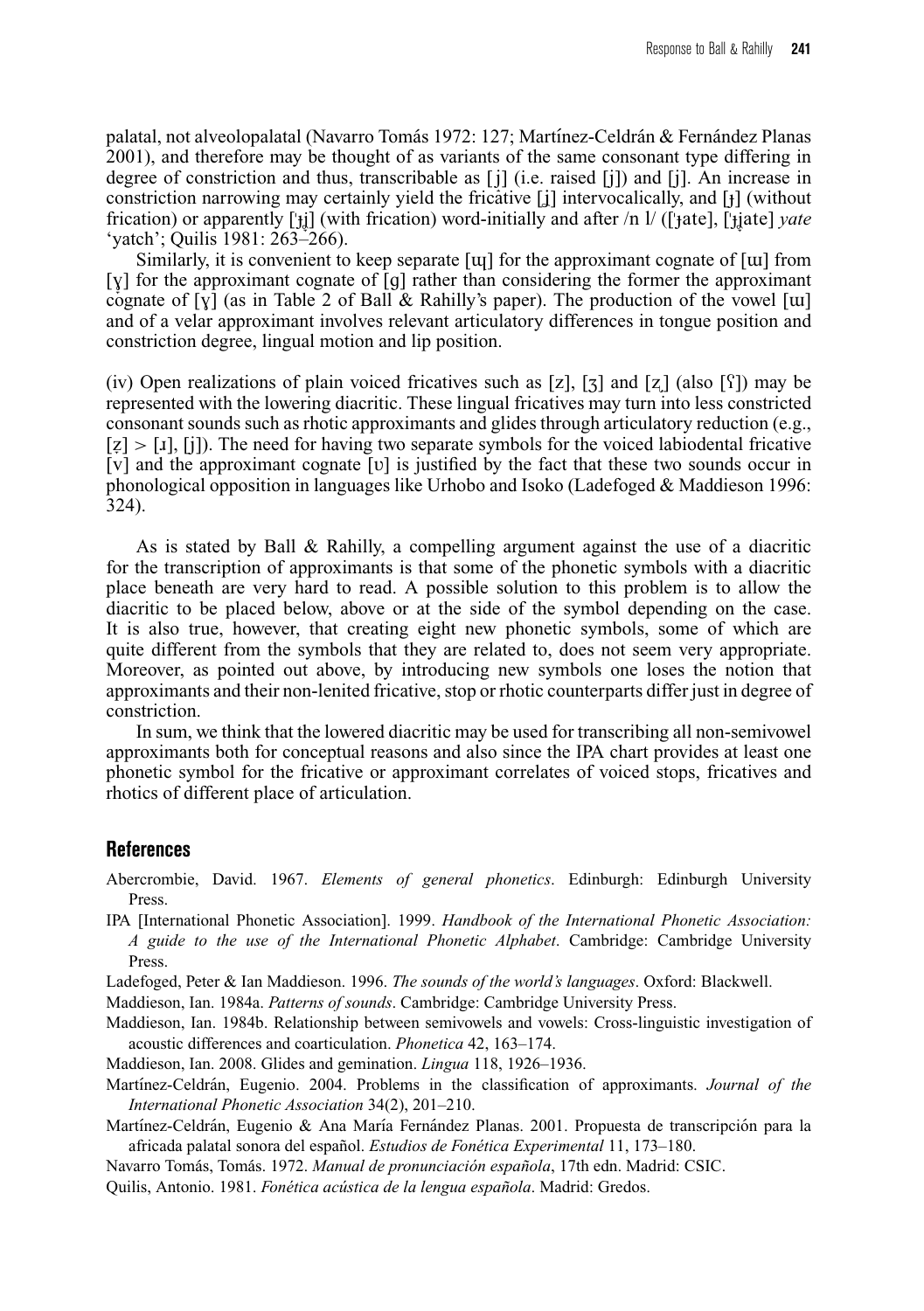palatal, not alveolopalatal (Navarro Tomás 1972: 127; Martínez-Celdrán & Fernández Planas 2001), and therefore may be thought of as variants of the same consonant type differing in degree of constriction and thus, transcribable as [j̝] (i.e. raised [j]) and [j]. An increase in constriction narrowing may certainly yield the fricative [j̝] intervocalically, and [ɟ] (without frication) or apparently [ˈɟʝ̞] (with frication) word-initially and after /n l/ ([ˈɟate], [ˈɟʝ̞ate] *yate* 'yatch'; Quilis 1981: 263–266).

Similarly, it is convenient to keep separate [ɰ] for the approximant cognate of [ɯ] from [ɣ̞] for the approximant cognate of [g] rather than considering the former the approximant cognate of [ɣ] (as in Table 2 of Ball & Rahilly's paper). The production of the vowel [ɯ] and of a velar approximant involves relevant articulatory differences in tongue position and constriction degree, lingual motion and lip position.

(iv) Open realizations of plain voiced fricatives such as [z], [ʒ] and [z̧] (also [ʕ]) may be represented with the lowering diacritic. These lingual fricatives may turn into less constricted consonant sounds such as rhotic approximants and glides through articulatory reduction (e.g., [z̞] > [ɹ], [j]). The need for having two separate symbols for the voiced labiodental fricative [v] and the approximant cognate [ʋ] is justified by the fact that these two sounds occur in phonological opposition in languages like Urhobo and Isoko (Ladefoged & Maddieson 1996: 324).

As is stated by Ball & Rahilly, a compelling argument against the use of a diacritic for the transcription of approximants is that some of the phonetic symbols with a diacritic place beneath are very hard to read. A possible solution to this problem is to allow the diacritic to be placed below, above or at the side of the symbol depending on the case. It is also true, however, that creating eight new phonetic symbols, some of which are quite different from the symbols that they are related to, does not seem very appropriate. Moreover, as pointed out above, by introducing new symbols one loses the notion that approximants and their non-lenited fricative, stop or rhotic counterparts differ just in degree of constriction.

In sum, we think that the lowered diacritic may be used for transcribing all non-semivowel approximants both for conceptual reasons and also since the IPA chart provides at least one phonetic symbol for the fricative or approximant correlates of voiced stops, fricatives and rhotics of different place of articulation.

## References

Abercrombie, David. 1967. *Elements of general phonetics*. Edinburgh: Edinburgh University Press.

IPA [International Phonetic Association]. 1999. *Handbook of the International Phonetic Association: A guide to the use of the International Phonetic Alphabet*. Cambridge: Cambridge University Press.

Ladefoged, Peter & Ian Maddieson. 1996. *The sounds of the world's languages*. Oxford: Blackwell.

Maddieson, Ian. 1984a. *Patterns of sounds*. Cambridge: Cambridge University Press.

Maddieson, Ian. 1984b. Relationship between semivowels and vowels: Cross-linguistic investigation of acoustic differences and coarticulation. *Phonetica* 42, 163–174.

Maddieson, Ian. 2008. Glides and gemination. *Lingua* 118, 1926–1936.

Martínez-Celdrán, Eugenio. 2004. Problems in the classification of approximants. *Journal of the International Phonetic Association* 34(2), 201–210.

Martínez-Celdrán, Eugenio & Ana María Fernández Planas. 2001. Propuesta de transcripción para la africada palatal sonora del español. *Estudios de Fonética Experimental* 11, 173–180.

Navarro Tomás, Tomás. 1972. *Manual de pronunciación española*, 17th edn. Madrid: CSIC.

Quilis, Antonio. 1981. *Fonética acústica de la lengua española*. Madrid: Gredos.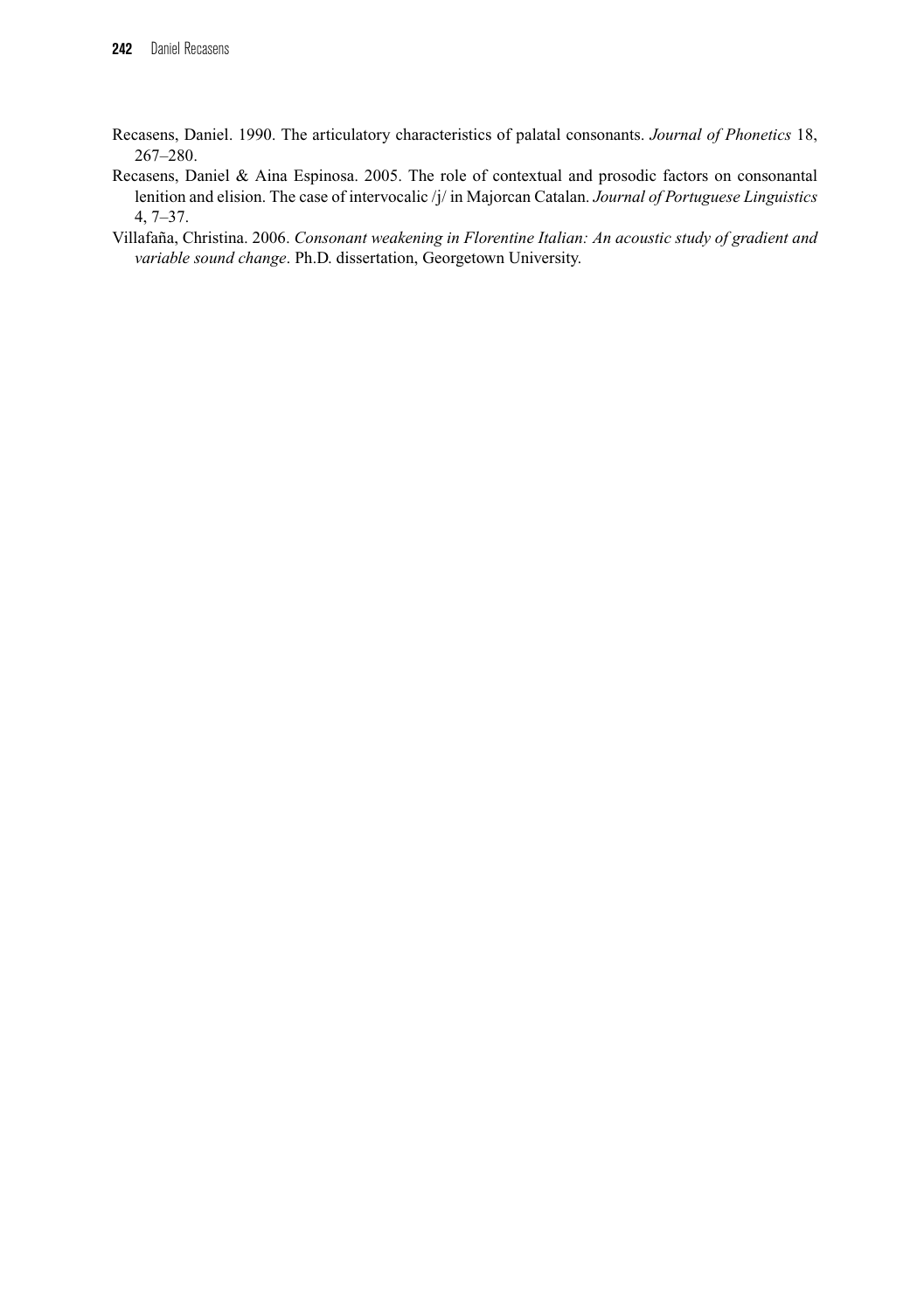Recasens, Daniel. 1990. The articulatory characteristics of palatal consonants. *Journal of Phonetics* 18, 267–280.

Recasens, Daniel & Aina Espinosa. 2005. The role of contextual and prosodic factors on consonantal lenition and elision. The case of intervocalic /j/ in Majorcan Catalan. *Journal of Portuguese Linguistics* 4, 7–37.

Villafaña, Christina. 2006. *Consonant weakening in Florentine Italian: An acoustic study of gradient and variable sound change*. Ph.D. dissertation, Georgetown University.